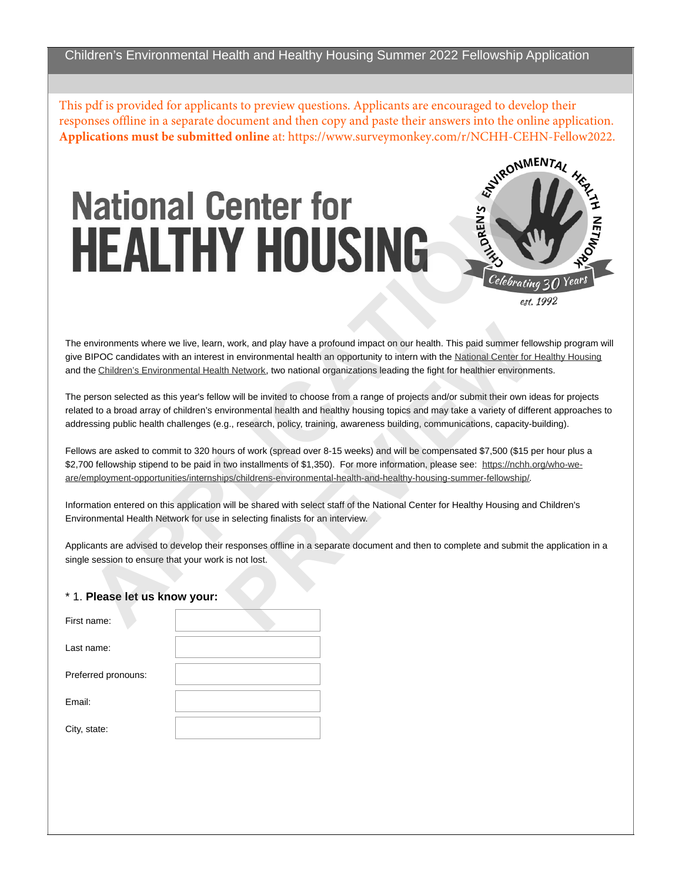# Children's Environmental Health and Healthy Housing Summer 2022 Fellowship Application

This pdf is provided for applicants to preview questions. Applicants are encouraged to develop their responses offline in a separate document and then copy and paste their answers into the online application. **Applications must be submitted online** at: https://www.surveymonkey.com/r/NCHH-CEHN-Fellow2022.

National Center for
**HEALTHY HOUSING**

CHILDREN'S ENVIRONMENTAL HEALTH NETWORK
Celebrating 30 Years
est. 1992

The environments where we live, learn, work, and play have a profound impact on our health. This paid summer fellowship program will give BIPOC candidates with an interest in environmental health an opportunity to intern with the National Center for Healthy Housing and the Children's Environmental Health Network, two national organizations leading the fight for healthier environments.

The person selected as this year's fellow will be invited to choose from a range of projects and/or submit their own ideas for projects related to a broad array of children's environmental health and healthy housing topics and may take a variety of different approaches to addressing public health challenges (e.g., research, policy, training, awareness building, communications, capacity-building).

Fellows are asked to commit to 320 hours of work (spread over 8-15 weeks) and will be compensated $7,500 ($15 per hour plus a $2,700 fellowship stipend to be paid in two installments of $1,350). For more information, please see: https://nchh.org/who-we-are/employment-opportunities/internships/childrens-environmental-health-and-healthy-housing-summer-fellowship/.

Information entered on this application will be shared with select staff of the National Center for Healthy Housing and Children's Environmental Health Network for use in selecting finalists for an interview.

Applicants are advised to develop their responses offline in a separate document and then to complete and submit the application in a single session to ensure that your work is not lost.

\* 1. **Please let us know your:**

First name:

Last name:

Preferred pronouns:

Email:

City, state: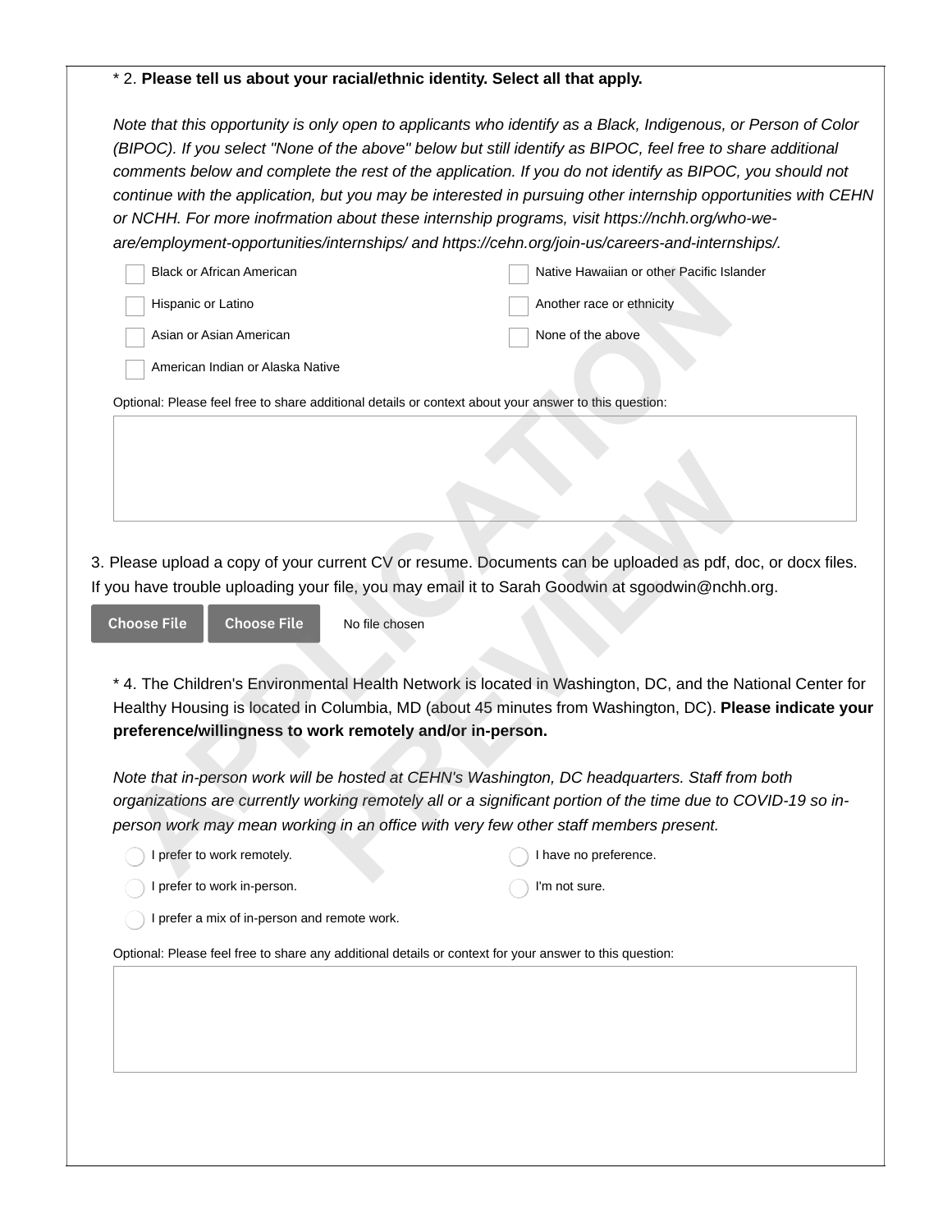\* 2. **Please tell us about your racial/ethnic identity. Select all that apply.**

*Note that this opportunity is only open to applicants who identify as a Black, Indigenous, or Person of Color (BIPOC). If you select "None of the above" below but still identify as BIPOC, feel free to share additional comments below and complete the rest of the application. If you do not identify as BIPOC, you should not continue with the application, but you may be interested in pursuing other internship opportunities with CEHN or NCHH. For more inofrmation about these internship programs, visit https://nchh.org/who-we-are/employment-opportunities/internships/ and https://cehn.org/join-us/careers-and-internships/.*

- [ ] Black or African American
- [ ] Hispanic or Latino
- [ ] Asian or Asian American
- [ ] American Indian or Alaska Native
- [ ] Native Hawaiian or other Pacific Islander
- [ ] Another race or ethnicity
- [ ] None of the above

Optional: Please feel free to share additional details or context about your answer to this question:

3. Please upload a copy of your current CV or resume. Documents can be uploaded as pdf, doc, or docx files. If you have trouble uploading your file, you may email it to Sarah Goodwin at sgoodwin@nchh.org.

Choose File | Choose File | No file chosen

\* 4. The Children's Environmental Health Network is located in Washington, DC, and the National Center for Healthy Housing is located in Columbia, MD (about 45 minutes from Washington, DC). **Please indicate your preference/willingness to work remotely and/or in-person.**

*Note that in-person work will be hosted at CEHN's Washington, DC headquarters. Staff from both organizations are currently working remotely all or a significant portion of the time due to COVID-19 so in-person work may mean working in an office with very few other staff members present.*

- ◯ I prefer to work remotely.
- ◯ I prefer to work in-person.
- ◯ I prefer a mix of in-person and remote work.
- ◯ I have no preference.
- ◯ I'm not sure.

Optional: Please feel free to share any additional details or context for your answer to this question: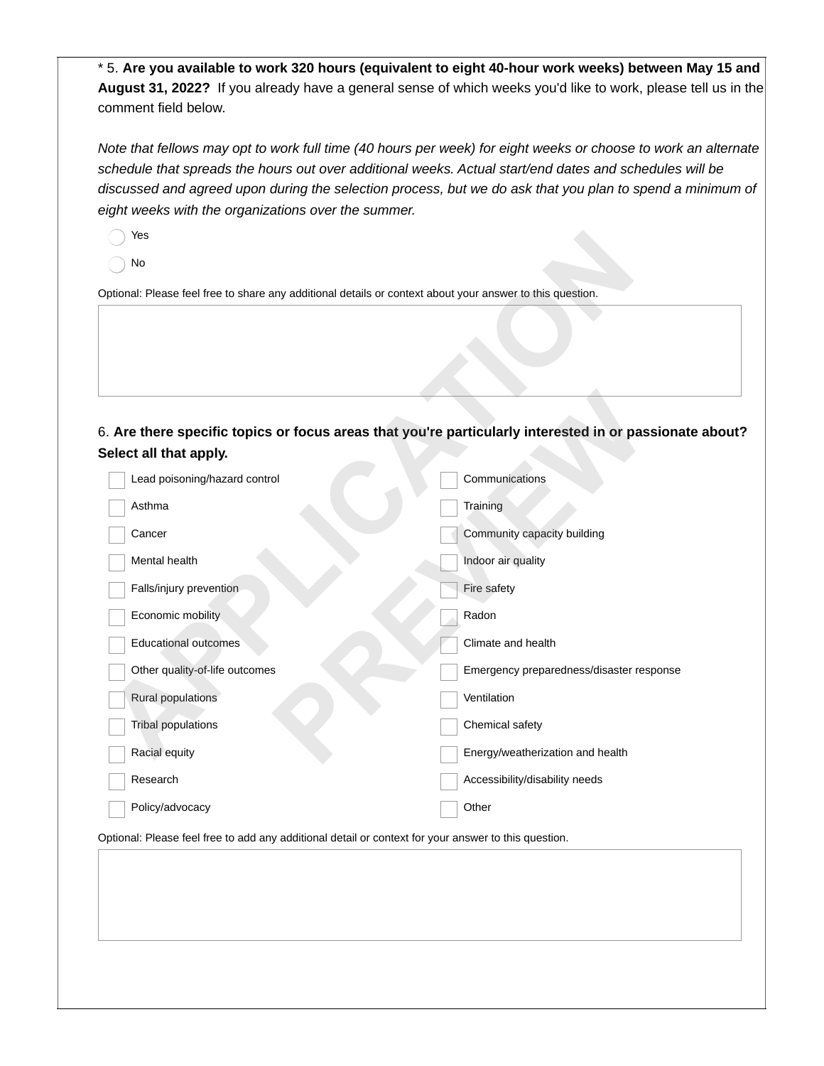\* 5. **Are you available to work 320 hours (equivalent to eight 40-hour work weeks) between May 15 and August 31, 2022?** If you already have a general sense of which weeks you'd like to work, please tell us in the comment field below.

*Note that fellows may opt to work full time (40 hours per week) for eight weeks or choose to work an alternate schedule that spreads the hours out over additional weeks. Actual start/end dates and schedules will be discussed and agreed upon during the selection process, but we do ask that you plan to spend a minimum of eight weeks with the organizations over the summer.*

- ◯ Yes
- ◯ No

Optional: Please feel free to share any additional details or context about your answer to this question.

6. **Are there specific topics or focus areas that you're particularly interested in or passionate about? Select all that apply.**

- [ ] Lead poisoning/hazard control
- [ ] Asthma
- [ ] Cancer
- [ ] Mental health
- [ ] Falls/injury prevention
- [ ] Economic mobility
- [ ] Educational outcomes
- [ ] Other quality-of-life outcomes
- [ ] Rural populations
- [ ] Tribal populations
- [ ] Racial equity
- [ ] Research
- [ ] Policy/advocacy
- [ ] Communications
- [ ] Training
- [ ] Community capacity building
- [ ] Indoor air quality
- [ ] Fire safety
- [ ] Radon
- [ ] Climate and health
- [ ] Emergency preparedness/disaster response
- [ ] Ventilation
- [ ] Chemical safety
- [ ] Energy/weatherization and health
- [ ] Accessibility/disability needs
- [ ] Other

Optional: Please feel free to add any additional detail or context for your answer to this question.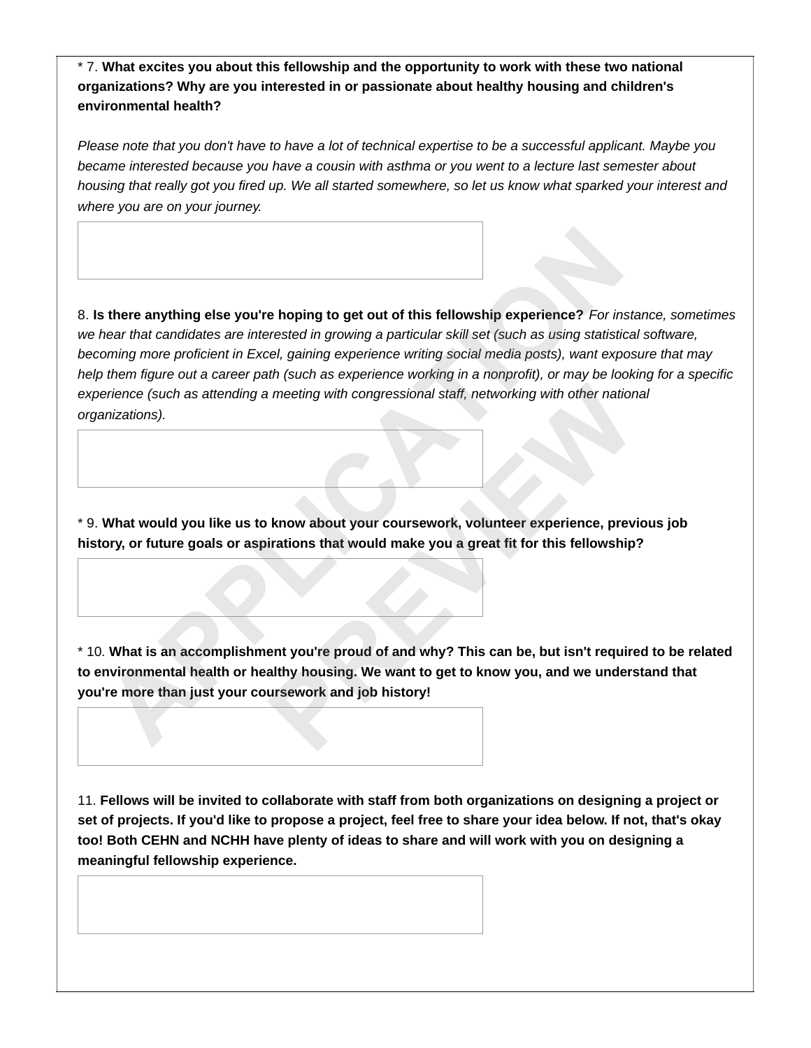* 7. **What excites you about this fellowship and the opportunity to work with these two national organizations? Why are you interested in or passionate about healthy housing and children's environmental health?**

*Please note that you don't have to have a lot of technical expertise to be a successful applicant. Maybe you became interested because you have a cousin with asthma or you went to a lecture last semester about housing that really got you fired up. We all started somewhere, so let us know what sparked your interest and where you are on your journey.*

8. **Is there anything else you're hoping to get out of this fellowship experience?** *For instance, sometimes we hear that candidates are interested in growing a particular skill set (such as using statistical software, becoming more proficient in Excel, gaining experience writing social media posts), want exposure that may help them figure out a career path (such as experience working in a nonprofit), or may be looking for a specific experience (such as attending a meeting with congressional staff, networking with other national organizations).*

* 9. **What would you like us to know about your coursework, volunteer experience, previous job history, or future goals or aspirations that would make you a great fit for this fellowship?**

* 10. **What is an accomplishment you're proud of and why? This can be, but isn't required to be related to environmental health or healthy housing. We want to get to know you, and we understand that you're more than just your coursework and job history!**

11. **Fellows will be invited to collaborate with staff from both organizations on designing a project or set of projects. If you'd like to propose a project, feel free to share your idea below. If not, that's okay too! Both CEHN and NCHH have plenty of ideas to share and will work with you on designing a meaningful fellowship experience.**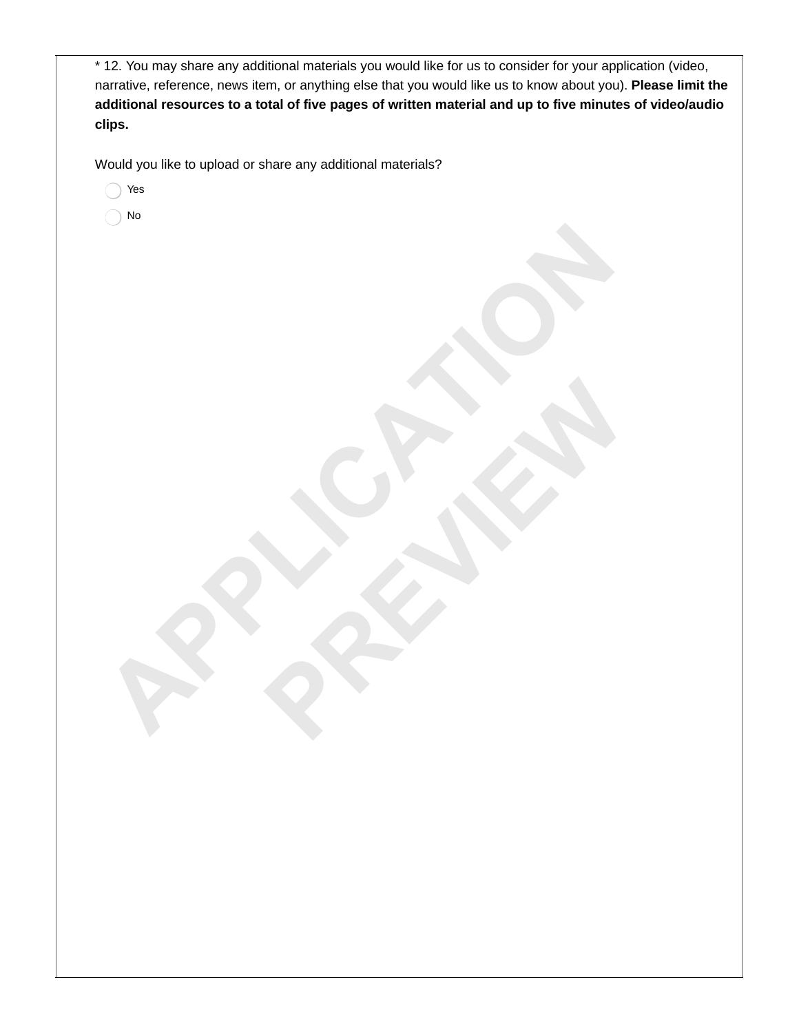* 12. You may share any additional materials you would like for us to consider for your application (video, narrative, reference, news item, or anything else that you would like us to know about you). **Please limit the additional resources to a total of five pages of written material and up to five minutes of video/audio clips.**

Would you like to upload or share any additional materials?

- Yes
- No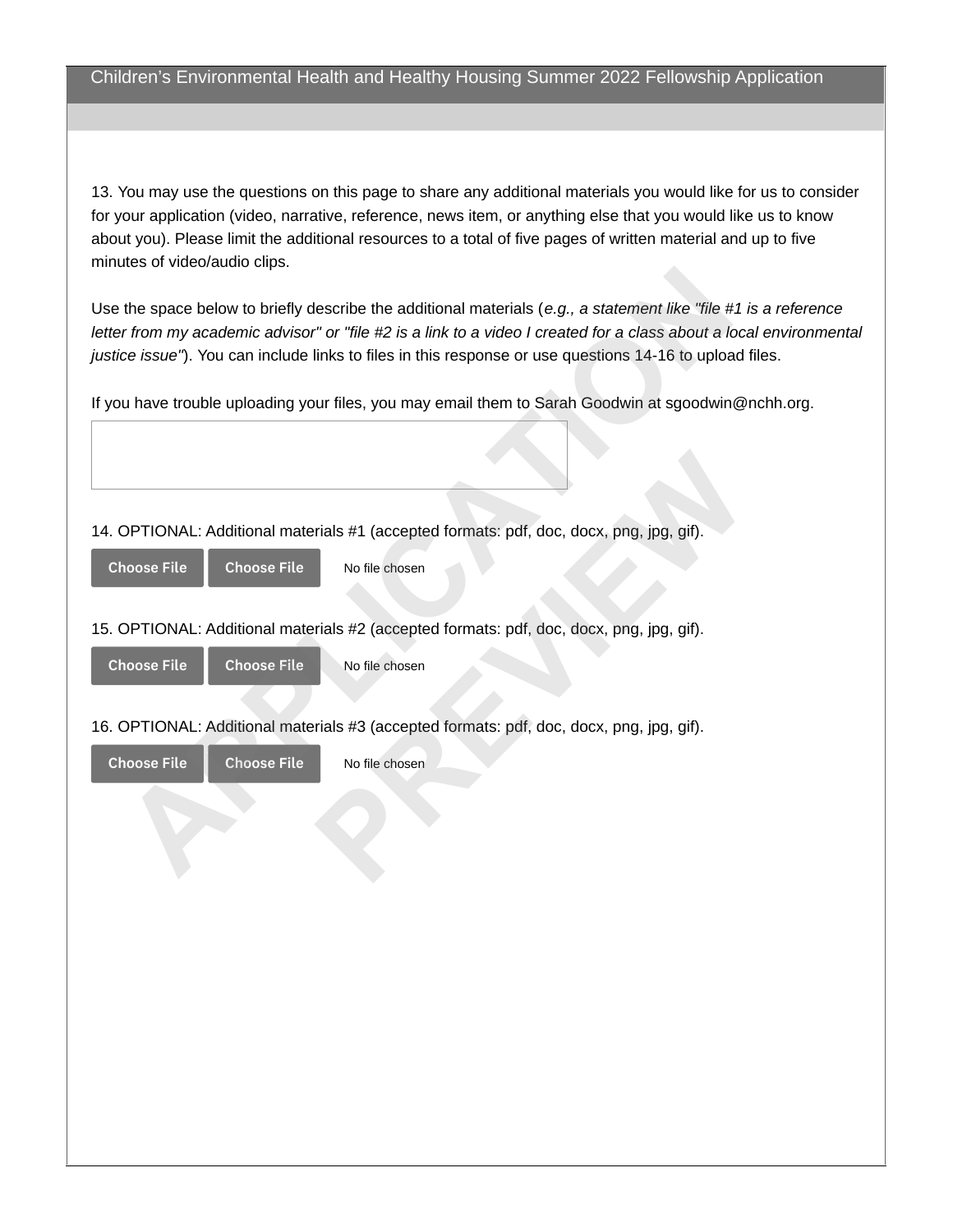13. You may use the questions on this page to share any additional materials you would like for us to consider for your application (video, narrative, reference, news item, or anything else that you would like us to know about you). Please limit the additional resources to a total of five pages of written material and up to five minutes of video/audio clips.

Use the space below to briefly describe the additional materials (*e.g., a statement like "file #1 is a reference letter from my academic advisor" or "file #2 is a link to a video I created for a class about a local environmental justice issue"*). You can include links to files in this response or use questions 14-16 to upload files.

If you have trouble uploading your files, you may email them to Sarah Goodwin at sgoodwin@nchh.org.

14. OPTIONAL: Additional materials #1 (accepted formats: pdf, doc, docx, png, jpg, gif).

Choose File | Choose File | No file chosen

15. OPTIONAL: Additional materials #2 (accepted formats: pdf, doc, docx, png, jpg, gif).

Choose File | Choose File | No file chosen

16. OPTIONAL: Additional materials #3 (accepted formats: pdf, doc, docx, png, jpg, gif).

Choose File | Choose File | No file chosen